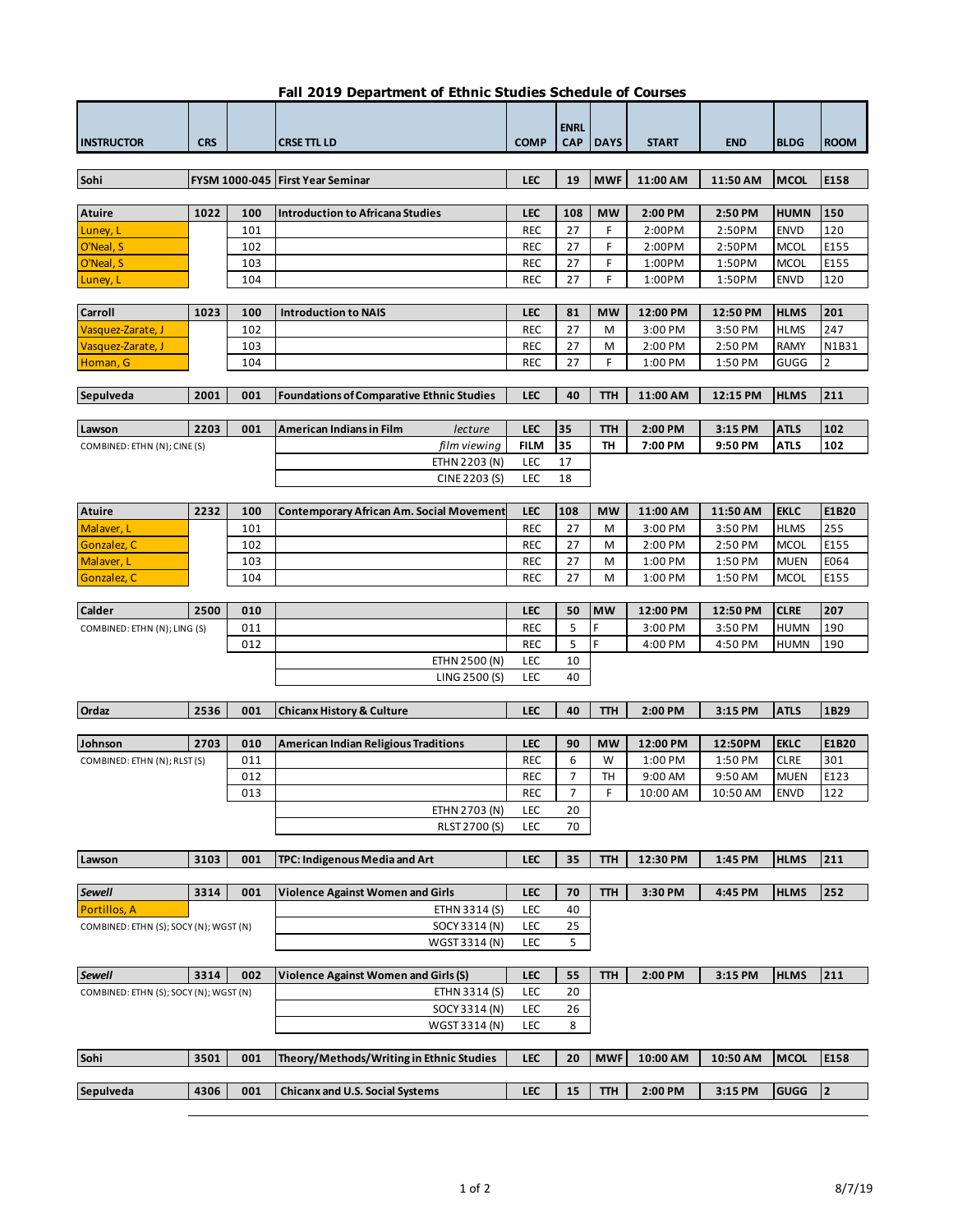# Fall 2019 Department of Ethnic Studies Schedule of Courses

| INSTRUCTOR | CRS | | CRSE TTL LD | COMP | ENRL CAP | DAYS | START | END | BLDG | ROOM |
|---|---|---|---|---|---|---|---|---|---|---|
| **Sohi** | **FYSM 1000-045** | | **First Year Seminar** | **LEC** | **19** | **MWF** | **11:00 AM** | **11:50 AM** | **MCOL** | **E158** |
| | | | | | | | | | | |
| **Atuire** | **1022** | **100** | **Introduction to Africana Studies** | **LEC** | **108** | **MW** | **2:00 PM** | **2:50 PM** | **HUMN** | **150** |
| Luney, L | | 101 | | REC | 27 | F | 2:00PM | 2:50PM | ENVD | 120 |
| O'Neal, S | | 102 | | REC | 27 | F | 2:00PM | 2:50PM | MCOL | E155 |
| O'Neal, S | | 103 | | REC | 27 | F | 1:00PM | 1:50PM | MCOL | E155 |
| Luney, L | | 104 | | REC | 27 | F | 1:00PM | 1:50PM | ENVD | 120 |
| | | | | | | | | | | |
| **Carroll** | **1023** | **100** | **Introduction to NAIS** | **LEC** | **81** | **MW** | **12:00 PM** | **12:50 PM** | **HLMS** | **201** |
| Vasquez-Zarate, J | | 102 | | REC | 27 | M | 3:00 PM | 3:50 PM | HLMS | 247 |
| Vasquez-Zarate, J | | 103 | | REC | 27 | M | 2:00 PM | 2:50 PM | RAMY | N1B31 |
| Homan, G | | 104 | | REC | 27 | F | 1:00 PM | 1:50 PM | GUGG | 2 |
| | | | | | | | | | | |
| **Sepulveda** | **2001** | **001** | **Foundations of Comparative Ethnic Studies** | **LEC** | **40** | **TTH** | **11:00 AM** | **12:15 PM** | **HLMS** | **211** |
| | | | | | | | | | | |
| **Lawson** | **2203** | **001** | **American Indians in Film** *lecture* | **LEC** | **35** | **TTH** | **2:00 PM** | **3:15 PM** | **ATLS** | **102** |
| COMBINED: ETHN (N); CINE (S) | | | *film viewing* | **FILM** | **35** | **TH** | **7:00 PM** | **9:50 PM** | **ATLS** | **102** |
| | | | ETHN 2203 (N) | LEC | 17 | | | | | |
| | | | CINE 2203 (S) | LEC | 18 | | | | | |
| | | | | | | | | | | |
| **Atuire** | **2232** | **100** | **Contemporary African Am. Social Movement** | **LEC** | **108** | **MW** | **11:00 AM** | **11:50 AM** | **EKLC** | **E1B20** |
| Malaver, L | | 101 | | REC | 27 | M | 3:00 PM | 3:50 PM | HLMS | 255 |
| Gonzalez, C | | 102 | | REC | 27 | M | 2:00 PM | 2:50 PM | MCOL | E155 |
| Malaver, L | | 103 | | REC | 27 | M | 1:00 PM | 1:50 PM | MUEN | E064 |
| Gonzalez, C | | 104 | | REC | 27 | M | 1:00 PM | 1:50 PM | MCOL | E155 |
| | | | | | | | | | | |
| **Calder** | **2500** | **010** | | **LEC** | **50** | **MW** | **12:00 PM** | **12:50 PM** | **CLRE** | **207** |
| COMBINED: ETHN (N); LING (S) | | 011 | | REC | 5 | F | 3:00 PM | 3:50 PM | HUMN | 190 |
| | | 012 | | REC | 5 | F | 4:00 PM | 4:50 PM | HUMN | 190 |
| | | | ETHN 2500 (N) | LEC | 10 | | | | | |
| | | | LING 2500 (S) | LEC | 40 | | | | | |
| | | | | | | | | | | |
| **Ordaz** | **2536** | **001** | **Chicanx History & Culture** | **LEC** | **40** | **TTH** | **2:00 PM** | **3:15 PM** | **ATLS** | **1B29** |
| | | | | | | | | | | |
| **Johnson** | **2703** | **010** | **American Indian Religious Traditions** | **LEC** | **90** | **MW** | **12:00 PM** | **12:50PM** | **EKLC** | **E1B20** |
| COMBINED: ETHN (N); RLST (S) | | 011 | | REC | 6 | W | 1:00 PM | 1:50 PM | CLRE | 301 |
| | | 012 | | REC | 7 | TH | 9:00 AM | 9:50 AM | MUEN | E123 |
| | | 013 | | REC | 7 | F | 10:00 AM | 10:50 AM | ENVD | 122 |
| | | | ETHN 2703 (N) | LEC | 20 | | | | | |
| | | | RLST 2700 (S) | LEC | 70 | | | | | |
| | | | | | | | | | | |
| **Lawson** | **3103** | **001** | **TPC: Indigenous Media and Art** | **LEC** | **35** | **TTH** | **12:30 PM** | **1:45 PM** | **HLMS** | **211** |
| | | | | | | | | | | |
| ***Sewell*** | **3314** | **001** | **Violence Against Women and Girls** | **LEC** | **70** | **TTH** | **3:30 PM** | **4:45 PM** | **HLMS** | **252** |
| Portillos, A | | | ETHN 3314 (S) | LEC | 40 | | | | | |
| COMBINED: ETHN (S); SOCY (N); WGST (N) | | | SOCY 3314 (N) | LEC | 25 | | | | | |
| | | | WGST 3314 (N) | LEC | 5 | | | | | |
| | | | | | | | | | | |
| ***Sewell*** | **3314** | **002** | **Violence Against Women and Girls (S)** | **LEC** | **55** | **TTH** | **2:00 PM** | **3:15 PM** | **HLMS** | **211** |
| COMBINED: ETHN (S); SOCY (N); WGST (N) | | | ETHN 3314 (S) | LEC | 20 | | | | | |
| | | | SOCY 3314 (N) | LEC | 26 | | | | | |
| | | | WGST 3314 (N) | LEC | 8 | | | | | |
| | | | | | | | | | | |
| **Sohi** | **3501** | **001** | **Theory/Methods/Writing in Ethnic Studies** | **LEC** | **20** | **MWF** | **10:00 AM** | **10:50 AM** | **MCOL** | **E158** |
| | | | | | | | | | | |
| **Sepulveda** | **4306** | **001** | **Chicanx and U.S. Social Systems** | **LEC** | **15** | **TTH** | **2:00 PM** | **3:15 PM** | **GUGG** | **2** |

8/7/19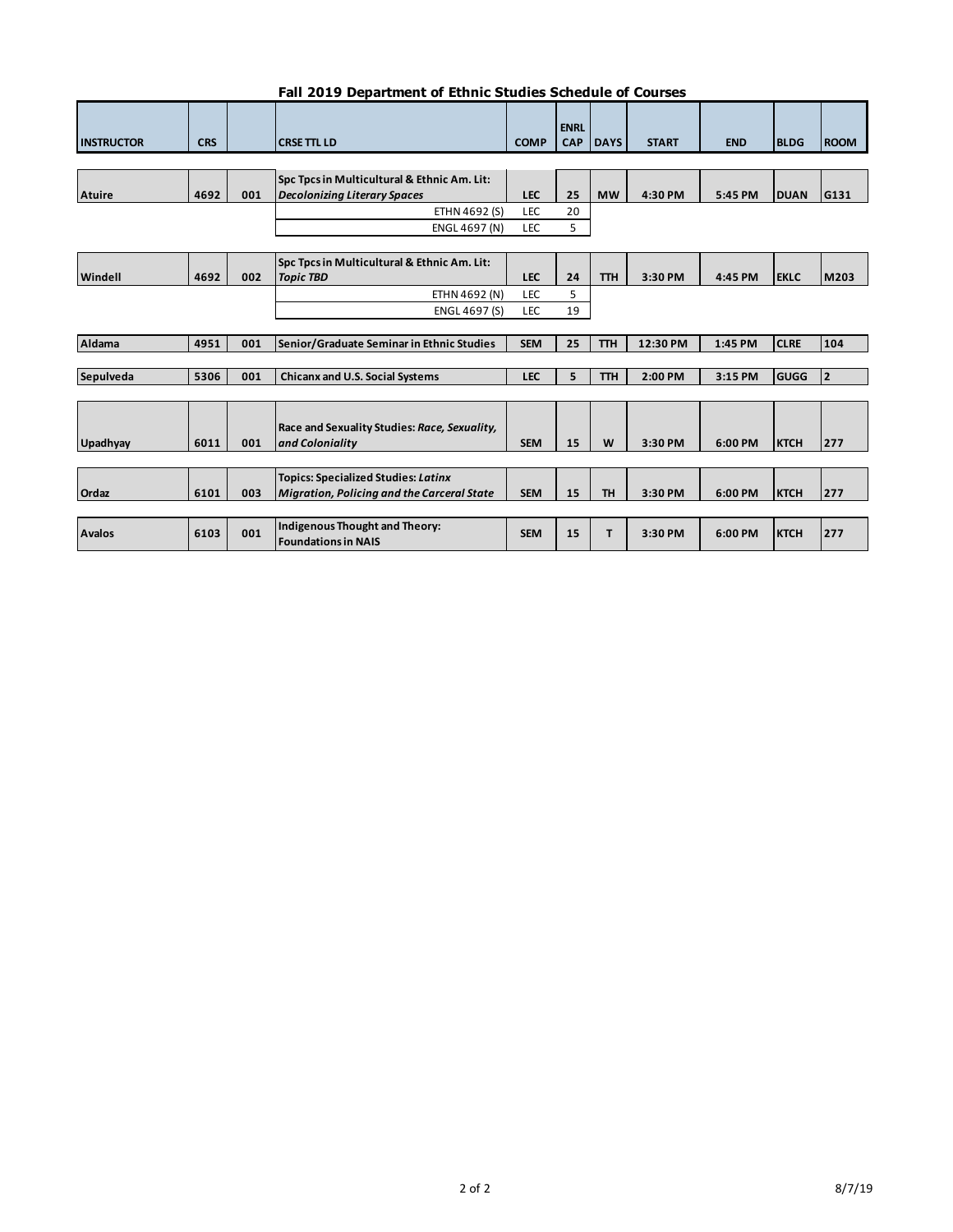## Fall 2019 Department of Ethnic Studies Schedule of Courses

| INSTRUCTOR | CRS | | CRSE TTL LD | COMP | ENRL CAP | DAYS | START | END | BLDG | ROOM |
|---|---|---|---|---|---|---|---|---|---|---|
| **Atuire** | **4692** | **001** | **Spc Tpcs in Multicultural & Ethnic Am. Lit: *Decolonizing Literary Spaces*** | **LEC** | **25** | **MW** | **4:30 PM** | **5:45 PM** | **DUAN** | **G131** |
| | | | ETHN 4692 (S) | LEC | 20 | | | | | |
| | | | ENGL 4697 (N) | LEC | 5 | | | | | |
| **Windell** | **4692** | **002** | **Spc Tpcs in Multicultural & Ethnic Am. Lit: *Topic TBD*** | **LEC** | **24** | **TTH** | **3:30 PM** | **4:45 PM** | **EKLC** | **M203** |
| | | | ETHN 4692 (N) | LEC | 5 | | | | | |
| | | | ENGL 4697 (S) | LEC | 19 | | | | | |
| **Aldama** | **4951** | **001** | **Senior/Graduate Seminar in Ethnic Studies** | **SEM** | **25** | **TTH** | **12:30 PM** | **1:45 PM** | **CLRE** | **104** |
| **Sepulveda** | **5306** | **001** | **Chicanx and U.S. Social Systems** | **LEC** | **5** | **TTH** | **2:00 PM** | **3:15 PM** | **GUGG** | **2** |
| **Upadhyay** | **6011** | **001** | **Race and Sexuality Studies: *Race, Sexuality, and Coloniality*** | **SEM** | **15** | **W** | **3:30 PM** | **6:00 PM** | **KTCH** | **277** |
| **Ordaz** | **6101** | **003** | **Topics: Specialized Studies: *Latinx Migration, Policing and the Carceral State*** | **SEM** | **15** | **TH** | **3:30 PM** | **6:00 PM** | **KTCH** | **277** |
| **Avalos** | **6103** | **001** | **Indigenous Thought and Theory: Foundations in NAIS** | **SEM** | **15** | **T** | **3:30 PM** | **6:00 PM** | **KTCH** | **277** |

8/7/19